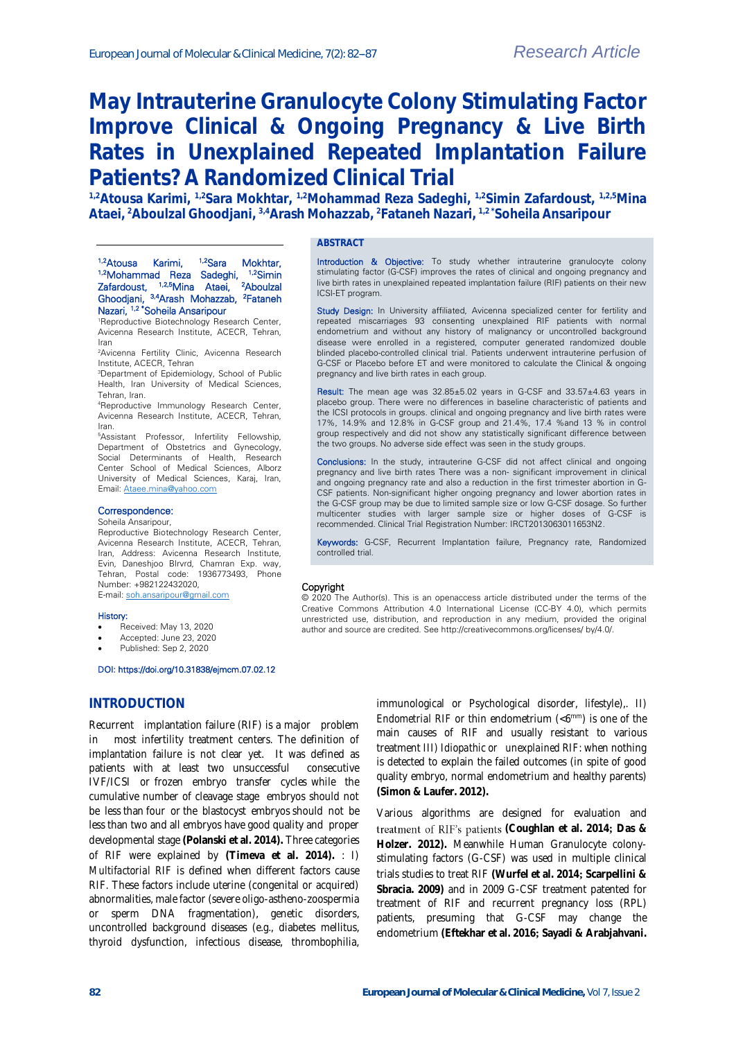Research Article

# May Intrauterine Granulocyte Colony Stimulating Factor Improve Clinical & Ongoing Pregnancy & Live Birth Rates in Unexplained Repeated Implantation Failure Patients? A Randomized Clinical Trial

**[1,2]Atousa Karimi, [1,2]Sara Mokhtar, [1,2]Mohammad Reza Sadeghi, [1,2]Simin Zafardoust, [1,2,5]Mina Ataei, [2]Aboulzal Ghoodjani, [3,4]Arash Mohazzab, [2]Fataneh Nazari, [1,2]*Soheila Ansaripour**

[1,2]Atousa Karimi, [1,2]Sara Mokhtar, [1,2]Mohammad Reza Sadeghi, [1,2]Simin Zafardoust, [1,2,5]Mina Ataei, [2]Aboulzal Ghoodjani, [3,4]Arash Mohazzab, [2]Fataneh Nazari, [1,2]*Soheila Ansaripour

[1]Reproductive Biotechnology Research Center, Avicenna Research Institute, ACECR, Tehran, Iran

[2]Avicenna Fertility Clinic, Avicenna Research Institute, ACECR, Tehran

[3]Department of Epidemiology, School of Public Health, Iran University of Medical Sciences, Tehran, Iran.

[4]Reproductive Immunology Research Center, Avicenna Research Institute, ACECR, Tehran, Iran.

[5]Assistant Professor, Infertility Fellowship, Department of Obstetrics and Gynecology, Social Determinants of Health, Research Center School of Medical Sciences, Alborz University of Medical Sciences, Karaj, Iran, Email: Ataee.mina@yahoo.com

**Correspondence:**
Soheila Ansaripour,
Reproductive Biotechnology Research Center, Avicenna Research Institute, ACECR, Tehran, Iran, Address: Avicenna Research Institute, Evin, Daneshjoo Blrvrd, Chamran Exp. way, Tehran, Postal code: 1936773493, Phone Number: +982122432020,
E-mail: soh.ansaripour@gmail.com

**History:**

- Received: May 13, 2020
- Accepted: June 23, 2020
- Published: Sep 2, 2020

DOI: https://doi.org/10.31838/ejmcm.07.02.12

## ABSTRACT

**Introduction & Objective:** To study whether intrauterine granulocyte colony stimulating factor (G-CSF) improves the rates of clinical and ongoing pregnancy and live birth rates in unexplained repeated implantation failure (RIF) patients on their new ICSI-ET program.

**Study Design:** In University affiliated, Avicenna specialized center for fertility and repeated miscarriages 93 consenting unexplained RIF patients with normal endometrium and without any history of malignancy or uncontrolled background disease were enrolled in a registered, computer generated randomized double blinded placebo-controlled clinical trial. Patients underwent intrauterine perfusion of G-CSF or Placebo before ET and were monitored to calculate the Clinical & ongoing pregnancy and live birth rates in each group.

**Result:** The mean age was 32.85±5.02 years in G-CSF and 33.57±4.63 years in placebo group. There were no differences in baseline characteristic of patients and the ICSI protocols in groups. clinical and ongoing pregnancy and live birth rates were 17%, 14.9% and 12.8% in G-CSF group and 21.4%, 17.4 %and 13 % in control group respectively and did not show any statistically significant difference between the two groups. No adverse side effect was seen in the study groups.

**Conclusions:** In the study, intrauterine G-CSF did not affect clinical and ongoing pregnancy and live birth rates There was a non- significant improvement in clinical and ongoing pregnancy rate and also a reduction in the first trimester abortion in G-CSF patients. Non-significant higher ongoing pregnancy and lower abortion rates in the G-CSF group may be due to limited sample size or low G-CSF dosage. So further multicenter studies with larger sample size or higher doses of G-CSF is recommended. Clinical Trial Registration Number: IRCT2013063011653N2.

**Keywords:** G-CSF, Recurrent Implantation failure, Pregnancy rate, Randomized controlled trial.

**Copyright**
© 2020 The Author(s). This is an openaccess article distributed under the terms of the Creative Commons Attribution 4.0 International License (CC-BY 4.0), which permits unrestricted use, distribution, and reproduction in any medium, provided the original author and source are credited. See http://creativecommons.org/licenses/ by/4.0/.

## INTRODUCTION

Recurrent implantation failure (RIF) is a major problem in most infertility treatment centers. The definition of implantation failure is not clear yet. It was defined as patients with at least two unsuccessful consecutive IVF/ICSI or frozen embryo transfer cycles while the cumulative number of cleavage stage embryos should not be less than four or the blastocyst embryos should not be less than two and all embryos have good quality and proper developmental stage **(Polanski et al. 2014).** Three categories of RIF were explained by **(Timeva et al. 2014).** : I) *Multifactorial RIF* is defined when different factors cause RIF. These factors include uterine (congenital or acquired) abnormalities, male factor (severe oligo-astheno-zoospermia or sperm DNA fragmentation), genetic disorders, uncontrolled background diseases (e.g., diabetes mellitus, thyroid dysfunction, infectious disease, thrombophilia, immunological or Psychological disorder, lifestyle),. II) *Endometrial RIF* or thin endometrium (<6[mm]) is one of the main causes of RIF and usually resistant to various treatment III) *Idiopathic or unexplained RIF*: when nothing is detected to explain the failed outcomes (in spite of good quality embryo, normal endometrium and healthy parents) **(Simon & Laufer. 2012).**

Various algorithms are designed for evaluation and treatment of RIF's patients **(Coughlan et al. 2014; Das & Holzer. 2012).** Meanwhile Human Granulocyte colony-stimulating factors (G-CSF) was used in multiple clinical trials studies to treat RIF **(Wurfel et al. 2014; Scarpellini & Sbracia. 2009)** and in 2009 G-CSF treatment patented for treatment of RIF and recurrent pregnancy loss (RPL) patients, presuming that G-CSF may change the endometrium **(Eftekhar et al. 2016; Sayadi & Arabjahvani.**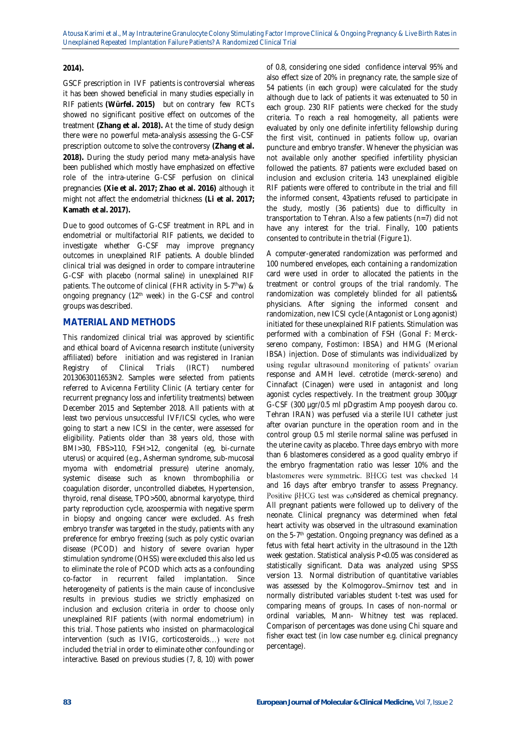**2014).**

GSCF prescription in IVF patients is controversial whereas it has been showed beneficial in many studies especially in RIF patients **(Würfel. 2015)** but on contrary few RCTs showed no significant positive effect on outcomes of the treatment **(Zhang et al. 2018).** At the time of study design there were no powerful meta-analysis assessing the G-CSF prescription outcome to solve the controversy **(Zhang et al. 2018).** During the study period many meta-analysis have been published which mostly have emphasized on effective role of the intra-uterine G-CSF perfusion on clinical pregnancies **(Xie et al. 2017; Zhao et al. 2016)** although it might not affect the endometrial thickness **(Li et al. 2017; Kamath et al. 2017).**

Due to good outcomes of G-CSF treatment in RPL and in endometrial or multifactorial RIF patients, we decided to investigate whether G-CSF may improve pregnancy outcomes in unexplained RIF patients. A double blinded clinical trial was designed in order to compare intrauterine G-CSF with placebo (normal saline) in unexplained RIF patients. The outcome of clinical (FHR activity in 5-7$^{th}$w) & ongoing pregnancy (12$^{th}$ week) in the G-CSF and control groups was described.

## MATERIAL AND METHODS

This randomized clinical trial was approved by scientific and ethical board of Avicenna research institute (university affiliated) before initiation and was registered in Iranian Registry of Clinical Trials (IRCT) numbered 2013063011653N2. Samples were selected from patients referred to Avicenna Fertility Clinic (A tertiary center for recurrent pregnancy loss and infertility treatments) between December 2015 and September 2018. All patients with at least two pervious unsuccessful IVF/ICSI cycles, who were going to start a new ICSI in the center, were assessed for eligibility. Patients older than 38 years old, those with BMI>30, FBS>110, FSH>12, congenital (eg, bi-curnate uterus) or acquired (e.g., Asherman syndrome, sub-mucosal myoma with endometrial pressure) uterine anomaly, systemic disease such as known thrombophilia or coagulation disorder, uncontrolled diabetes, Hypertension, thyroid, renal disease, TPO>500, abnormal karyotype, third party reproduction cycle, azoospermia with negative sperm in biopsy and ongoing cancer were excluded. As fresh embryo transfer was targeted in the study, patients with any preference for embryo freezing (such as poly cystic ovarian disease (PCOD) and history of severe ovarian hyper stimulation syndrome (OHSS) were excluded this also led us to eliminate the role of PCOD which acts as a confounding co-factor in recurrent failed implantation. Since heterogeneity of patients is the main cause of inconclusive results in previous studies we strictly emphasized on inclusion and exclusion criteria in order to choose only unexplained RIF patients (with normal endometrium) in this trial. Those patients who insisted on pharmacological intervention (such as IVIG, corticosteroids…) were not included the trial in order to eliminate other confounding or interactive. Based on previous studies (7, 8, 10) with power of 0.8, considering one sided confidence interval 95% and also effect size of 20% in pregnancy rate, the sample size of 54 patients (in each group) were calculated for the study although due to lack of patients it was extenuated to 50 in each group. 230 RIF patients were checked for the study criteria. To reach a real homogeneity, all patients were evaluated by only one definite infertility fellowship during the first visit, continued in patients follow up, ovarian puncture and embryo transfer. Whenever the physician was not available only another specified infertility physician followed the patients. 87 patients were excluded based on inclusion and exclusion criteria. 143 unexplained eligible RIF patients were offered to contribute in the trial and fill the informed consent, 43patients refused to participate in the study, mostly (36 patients) due to difficulty in transportation to Tehran. Also a few patients (n=7) did not have any interest for the trial. Finally, 100 patients consented to contribute in the trial (Figure 1).

A computer-generated randomization was performed and 100 numbered envelopes, each containing a randomization card were used in order to allocated the patients in the treatment or control groups of the trial randomly. The randomization was completely blinded for all patients& physicians. After signing the informed consent and randomization, new ICSI cycle (Antagonist or Long agonist) initiated for these unexplained RIF patients. Stimulation was performed with a combination of FSH (Gonal F: Merck-sereno company, Fostimon: IBSA) and HMG (Merional IBSA) injection. Dose of stimulants was individualized by using regular ultrasound monitoring of patients' ovarian response and AMH level. cetrotide (merck-sereno) and Cinnafact (Cinagen) were used in antagonist and long agonist cycles respectively. In the treatment group 300μgr G-CSF (300 μgr/0.5 ml pDgrastim Amp pooyesh darou co. Tehran IRAN) was perfused via a sterile IUI catheter just after ovarian puncture in the operation room and in the control group 0.5 ml sterile normal saline was perfused in the uterine cavity as placebo. Three days embryo with more than 6 blastomeres considered as a good quality embryo if the embryo fragmentation ratio was lesser 10% and the blastomeres were symmetric. BHCG test was checked 14 and 16 days after embryo transfer to assess Pregnancy. Positive βHCG test was considered as chemical pregnancy. All pregnant patients were followed up to delivery of the neonate. Clinical pregnancy was determined when fetal heart activity was observed in the ultrasound examination on the 5-7$^{th}$ gestation. Ongoing pregnancy was defined as a fetus with fetal heart activity in the ultrasound in the 12th week gestation. Statistical analysis $P<0.05$ was considered as statistically significant. Data was analyzed using SPSS version 13. Normal distribution of quantitative variables was assessed by the Kolmogorov–Smirnov test and in normally distributed variables student t-test was used for comparing means of groups. In cases of non-normal or ordinal variables, Mann- Whitney test was replaced. Comparison of percentages was done using Chi square and fisher exact test (in low case number e.g. clinical pregnancy percentage).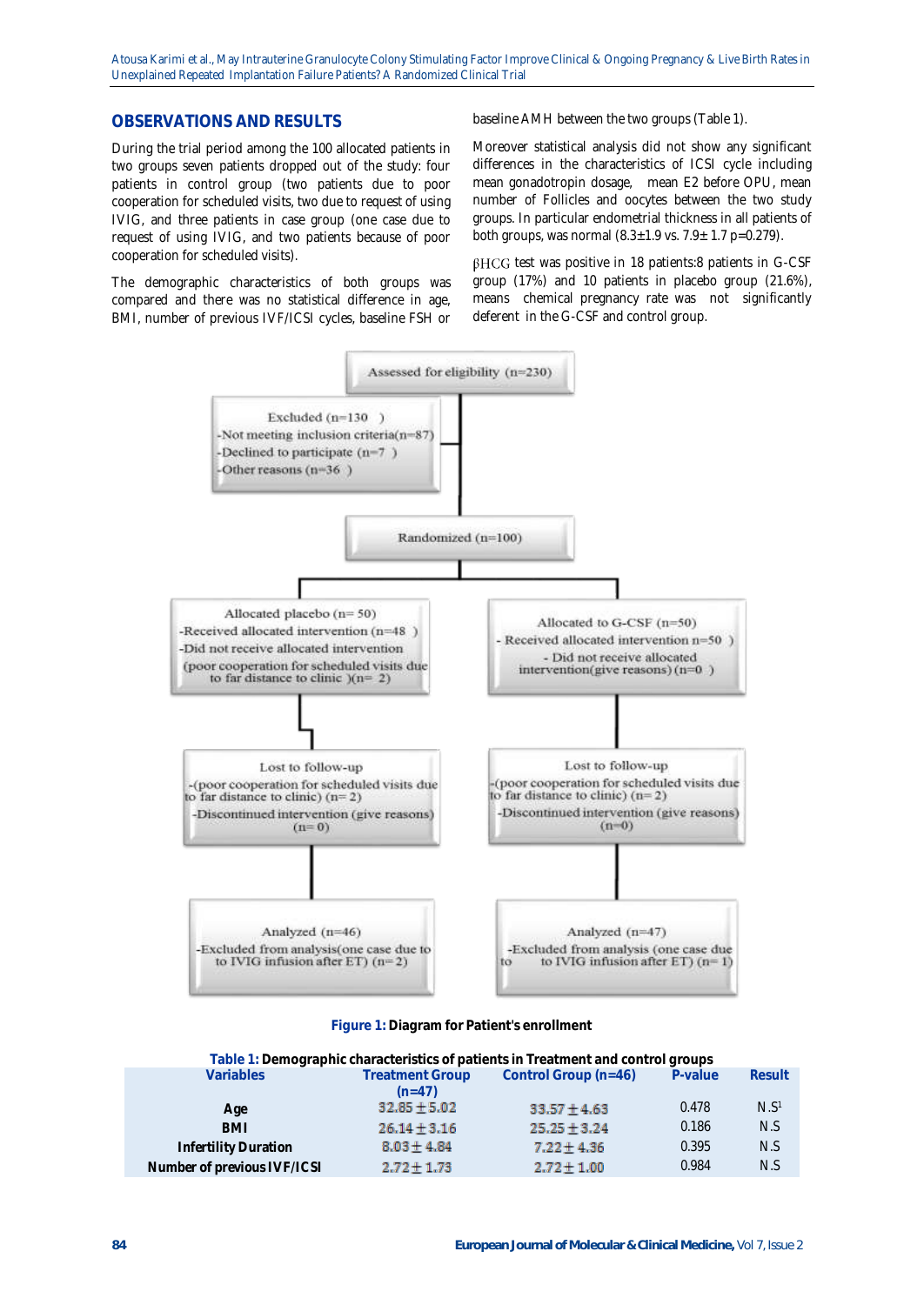## OBSERVATIONS AND RESULTS

During the trial period among the 100 allocated patients in two groups seven patients dropped out of the study: four patients in control group (two patients due to poor cooperation for scheduled visits, two due to request of using IVIG, and three patients in case group (one case due to request of using IVIG, and two patients because of poor cooperation for scheduled visits).

The demographic characteristics of both groups was compared and there was no statistical difference in age, BMI, number of previous IVF/ICSI cycles, baseline FSH or baseline AMH between the two groups (Table 1).

Moreover statistical analysis did not show any significant differences in the characteristics of ICSI cycle including mean gonadotropin dosage, mean E2 before OPU, mean number of Follicles and oocytes between the two study groups. In particular endometrial thickness in all patients of both groups, was normal (8.3±1.9 vs. 7.9± 1.7 p=0.279).

βHCG test was positive in 18 patients:8 patients in G-CSF group (17%) and 10 patients in placebo group (21.6%), means chemical pregnancy rate was not significantly deferent in the G-CSF and control group.

Assessed for eligibility (n=230)

Excluded (n=130 )
-Not meeting inclusion criteria(n=87)
-Declined to participate (n=7 )
-Other reasons (n=36 )

Randomized (n=100)

Allocated placebo (n= 50)
-Received allocated intervention (n=48 )
-Did not receive allocated intervention (poor cooperation for scheduled visits due to far distance to clinic )(n= 2)

Allocated to G-CSF (n=50)
- Received allocated intervention n=50 )
- Did not receive allocated intervention(give reasons) (n=0 )

Lost to follow-up
-(poor cooperation for scheduled visits due to far distance to clinic) (n= 2)
-Discontinued intervention (give reasons) (n= 0)

Lost to follow-up
-(poor cooperation for scheduled visits due to far distance to clinic) (n= 2)
-Discontinued intervention (give reasons) (n=0)

Analyzed (n=46)
-Excluded from analysis(one case due to to IVIG infusion after ET) (n=2)

Analyzed (n=47)
-Excluded from analysis (one case due to to IVIG infusion after ET) (n= 1)

**Figure 1:** Diagram for Patient's enrollment

**Table 1:** Demographic characteristics of patients in Treatment and control groups

| Variables | Treatment Group (n=47) | Control Group (n=46) | P-value | Result |
|---|---|---|---|---|
| Age | 32.85 ± 5.02 | 33.57 ± 4.63 | 0.478 | N.S[1] |
| BMI | 26.14 ± 3.16 | 25.25 ± 3.24 | 0.186 | N.S |
| Infertility Duration | 8.03 ± 4.84 | 7.22 ± 4.36 | 0.395 | N.S |
| Number of previous IVF/ICSI | 2.72 ± 1.73 | 2.72 ± 1.00 | 0.984 | N.S |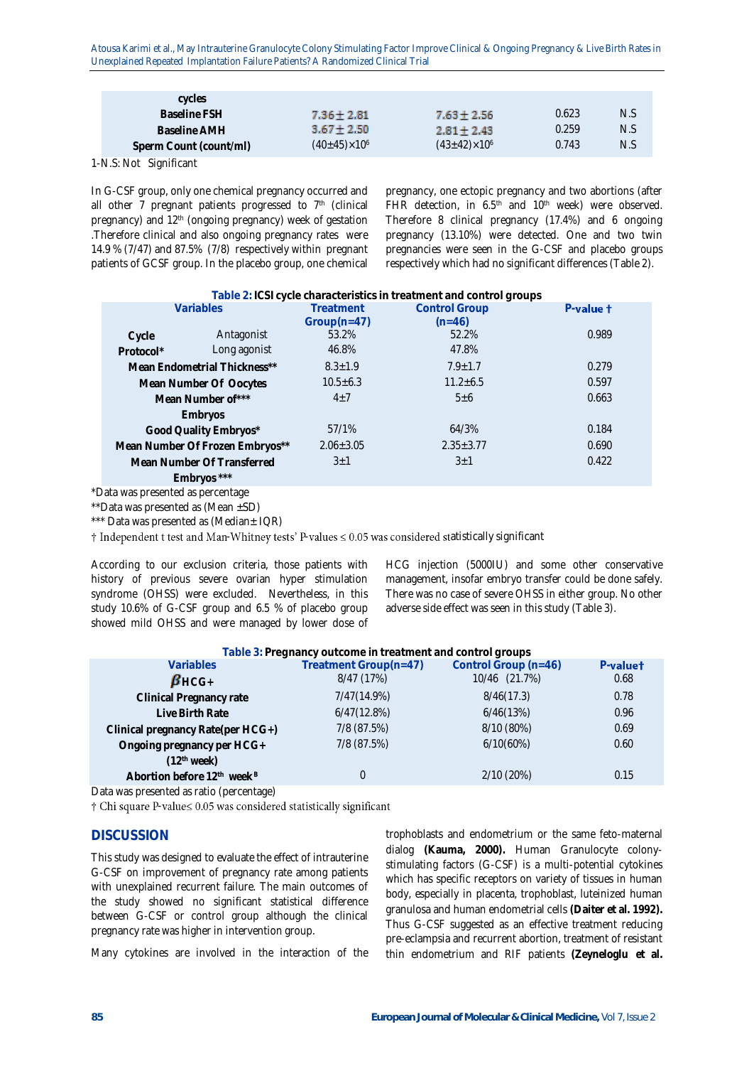| cycles | | | | |
|---|---|---|---|---|
| Baseline FSH | 7.36 ± 2.81 | 7.63 ± 2.56 | 0.623 | N.S |
| Baseline AMH | 3.67 ± 2.50 | 2.81 ± 2.43 | 0.259 | N.S |
| Sperm Count (count/ml) | $(40±45)×10^6$ | $(43±42)×10^6$ | 0.743 | N.S |

1-N.S: Not Significant

In G-CSF group, only one chemical pregnancy occurred and all other 7 pregnant patients progressed to 7th (clinical pregnancy) and 12th (ongoing pregnancy) week of gestation .Therefore clinical and also ongoing pregnancy rates were 14.9 % (7/47) and 87.5% (7/8) respectively within pregnant patients of GCSF group. In the placebo group, one chemical pregnancy, one ectopic pregnancy and two abortions (after FHR detection, in 6.5th and 10th week) were observed. Therefore 8 clinical pregnancy (17.4%) and 6 ongoing pregnancy (13.10%) were detected. One and two twin pregnancies were seen in the G-CSF and placebo groups respectively which had no significant differences (Table 2).

**Table 2:** ICSI cycle characteristics in treatment and control groups

| Variables | | Treatment Group(n=47) | Control Group (n=46) | P-value † |
|---|---|---|---|---|
| Cycle Protocol* | Antagonist | 53.2% | 52.2% | 0.989 |
| | Long agonist | 46.8% | 47.8% | |
| Mean Endometrial Thickness** | | 8.3±1.9 | 7.9±1.7 | 0.279 |
| Mean Number Of Oocytes | | 10.5±6.3 | 11.2±6.5 | 0.597 |
| Mean Number of*** Embryos | | 4±7 | 5±6 | 0.663 |
| Good Quality Embryos* | | 57/1% | 64/3% | 0.184 |
| Mean Number Of Frozen Embryos** | | 2.06±3.05 | 2.35±3.77 | 0.690 |
| Mean Number Of Transferred Embryos *** | | 3±1 | 3±1 | 0.422 |

*Data was presented as percentage

**Data was presented as (Mean ±SD)

*** Data was presented as (Median± IQR)

† Independent t test and Man-Whitney tests' P-values ≤ 0.05 was considered statistically significant

According to our exclusion criteria, those patients with history of previous severe ovarian hyper stimulation syndrome (OHSS) were excluded. Nevertheless, in this study 10.6% of G-CSF group and 6.5 % of placebo group showed mild OHSS and were managed by lower dose of HCG injection (5000IU) and some other conservative management, insofar embryo transfer could be done safely. There was no case of severe OHSS in either group. No other adverse side effect was seen in this study (Table 3).

**Table 3:** Pregnancy outcome in treatment and control groups

| Variables | Treatment Group(n=47) | Control Group (n=46) | P-value† |
|---|---|---|---|
| βHCG+ | 8/47 (17%) | 10/46 (21.7%) | 0.68 |
| Clinical Pregnancy rate | 7/47(14.9%) | 8/46(17.3) | 0.78 |
| Live Birth Rate | 6/47(12.8%) | 6/46(13%) | 0.96 |
| Clinical pregnancy Rate(per HCG+) | 7/8 (87.5%) | 8/10 (80%) | 0.69 |
| Ongoing pregnancy per HCG+ (12th week) | 7/8 (87.5%) | 6/10(60%) | 0.60 |
| Abortion before 12th week B | 0 | 2/10 (20%) | 0.15 |

Data was presented as ratio (percentage)

† Chi square P-value≤ 0.05 was considered statistically significant

## DISCUSSION

This study was designed to evaluate the effect of intrauterine G-CSF on improvement of pregnancy rate among patients with unexplained recurrent failure. The main outcomes of the study showed no significant statistical difference between G-CSF or control group although the clinical pregnancy rate was higher in intervention group.

Many cytokines are involved in the interaction of the trophoblasts and endometrium or the same feto-maternal dialog **(Kauma, 2000).** Human Granulocyte colony-stimulating factors (G-CSF) is a multi-potential cytokines which has specific receptors on variety of tissues in human body, especially in placenta, trophoblast, luteinized human granulosa and human endometrial cells **(Daiter et al. 1992).** Thus G-CSF suggested as an effective treatment reducing pre-eclampsia and recurrent abortion, treatment of resistant thin endometrium and RIF patients **(Zeyneloglu et al.**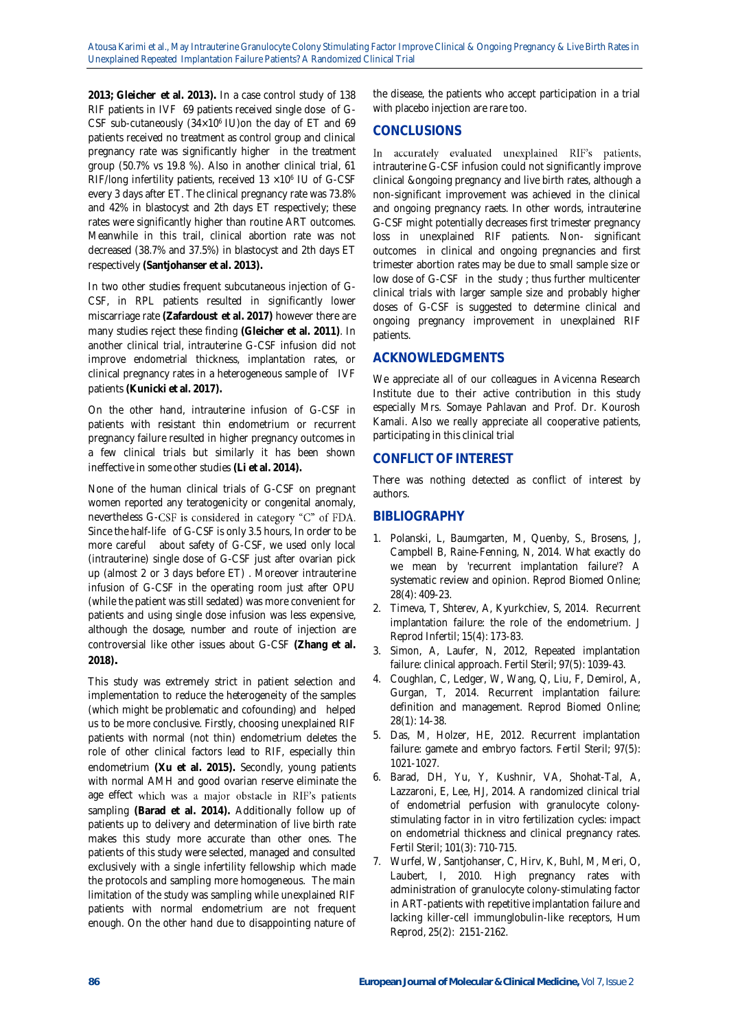**2013; Gleicher et al. 2013).** In a case control study of 138 RIF patients in IVF 69 patients received single dose of G-CSF sub-cutaneously ($34\times10^6$ IU)on the day of ET and 69 patients received no treatment as control group and clinical pregnancy rate was significantly higher in the treatment group (50.7% vs 19.8 %). Also in another clinical trial, 61 RIF/long infertility patients, received 13 $\times10^6$ IU of G-CSF every 3 days after ET. The clinical pregnancy rate was 73.8% and 42% in blastocyst and 2th days ET respectively; these rates were significantly higher than routine ART outcomes. Meanwhile in this trail, clinical abortion rate was not decreased (38.7% and 37.5%) in blastocyst and 2th days ET respectively **(Santjohanser et al. 2013).**

In two other studies frequent subcutaneous injection of G-CSF, in RPL patients resulted in significantly lower miscarriage rate **(Zafardoust et al. 2017)** however there are many studies reject these finding **(Gleicher et al. 2011)**. In another clinical trial, intrauterine G-CSF infusion did not improve endometrial thickness, implantation rates, or clinical pregnancy rates in a heterogeneous sample of IVF patients **(Kunicki et al. 2017).**

On the other hand, intrauterine infusion of G-CSF in patients with resistant thin endometrium or recurrent pregnancy failure resulted in higher pregnancy outcomes in a few clinical trials but similarly it has been shown ineffective in some other studies **(Li et al. 2014).**

None of the human clinical trials of G-CSF on pregnant women reported any teratogenicity or congenital anomaly, nevertheless G-CSF is considered in category "C" of FDA. Since the half-life of G-CSF is only 3.5 hours, In order to be more careful about safety of G-CSF, we used only local (intrauterine) single dose of G-CSF just after ovarian pick up (almost 2 or 3 days before ET) . Moreover intrauterine infusion of G-CSF in the operating room just after OPU (while the patient was still sedated) was more convenient for patients and using single dose infusion was less expensive, although the dosage, number and route of injection are controversial like other issues about G-CSF **(Zhang et al. 2018).**

This study was extremely strict in patient selection and implementation to reduce the heterogeneity of the samples (which might be problematic and cofounding) and helped us to be more conclusive. Firstly, choosing unexplained RIF patients with normal (not thin) endometrium deletes the role of other clinical factors lead to RIF, especially thin endometrium **(Xu et al. 2015).** Secondly, young patients with normal AMH and good ovarian reserve eliminate the age effect which was a major obstacle in RIF's patients sampling **(Barad et al. 2014).** Additionally follow up of patients up to delivery and determination of live birth rate makes this study more accurate than other ones. The patients of this study were selected, managed and consulted exclusively with a single infertility fellowship which made the protocols and sampling more homogeneous. The main limitation of the study was sampling while unexplained RIF patients with normal endometrium are not frequent enough. On the other hand due to disappointing nature of the disease, the patients who accept participation in a trial with placebo injection are rare too.

## CONCLUSIONS

In accurately evaluated unexplained RIF's patients, intrauterine G-CSF infusion could not significantly improve clinical &ongoing pregnancy and live birth rates, although a non-significant improvement was achieved in the clinical and ongoing pregnancy raets. In other words, intrauterine G-CSF might potentially decreases first trimester pregnancy loss in unexplained RIF patients. Non- significant outcomes in clinical and ongoing pregnancies and first trimester abortion rates may be due to small sample size or low dose of G-CSF in the study ; thus further multicenter clinical trials with larger sample size and probably higher doses of G-CSF is suggested to determine clinical and ongoing pregnancy improvement in unexplained RIF patients.

## ACKNOWLEDGMENTS

We appreciate all of our colleagues in Avicenna Research Institute due to their active contribution in this study especially Mrs. Somaye Pahlavan and Prof. Dr. Kourosh Kamali. Also we really appreciate all cooperative patients, participating in this clinical trial

## CONFLICT OF INTEREST

There was nothing detected as conflict of interest by authors.

## BIBLIOGRAPHY

1. Polanski, L, Baumgarten, M, Quenby, S., Brosens, J, Campbell B, Raine-Fenning, N, 2014. What exactly do we mean by 'recurrent implantation failure'? A systematic review and opinion. Reprod Biomed Online; 28(4): 409-23.
2. Timeva, T, Shterev, A, Kyurkchiev, S, 2014. Recurrent implantation failure: the role of the endometrium. J Reprod Infertil; 15(4): 173-83.
3. Simon, A, Laufer, N, 2012, Repeated implantation failure: clinical approach. Fertil Steril; 97(5): 1039-43.
4. Coughlan, C, Ledger, W, Wang, Q, Liu, F, Demirol, A, Gurgan, T, 2014. Recurrent implantation failure: definition and management. Reprod Biomed Online; 28(1): 14-38.
5. Das, M, Holzer, HE, 2012. Recurrent implantation failure: gamete and embryo factors. Fertil Steril; 97(5): 1021-1027.
6. Barad, DH, Yu, Y, Kushnir, VA, Shohat-Tal, A, Lazzaroni, E, Lee, HJ, 2014. A randomized clinical trial of endometrial perfusion with granulocyte colony-stimulating factor in in vitro fertilization cycles: impact on endometrial thickness and clinical pregnancy rates. Fertil Steril; 101(3): 710-715.
7. Wurfel, W, Santjohanser, C, Hirv, K, Buhl, M, Meri, O, Laubert, I, 2010. High pregnancy rates with administration of granulocyte colony-stimulating factor in ART-patients with repetitive implantation failure and lacking killer-cell immunglobulin-like receptors, Hum Reprod, 25(2): 2151-2162.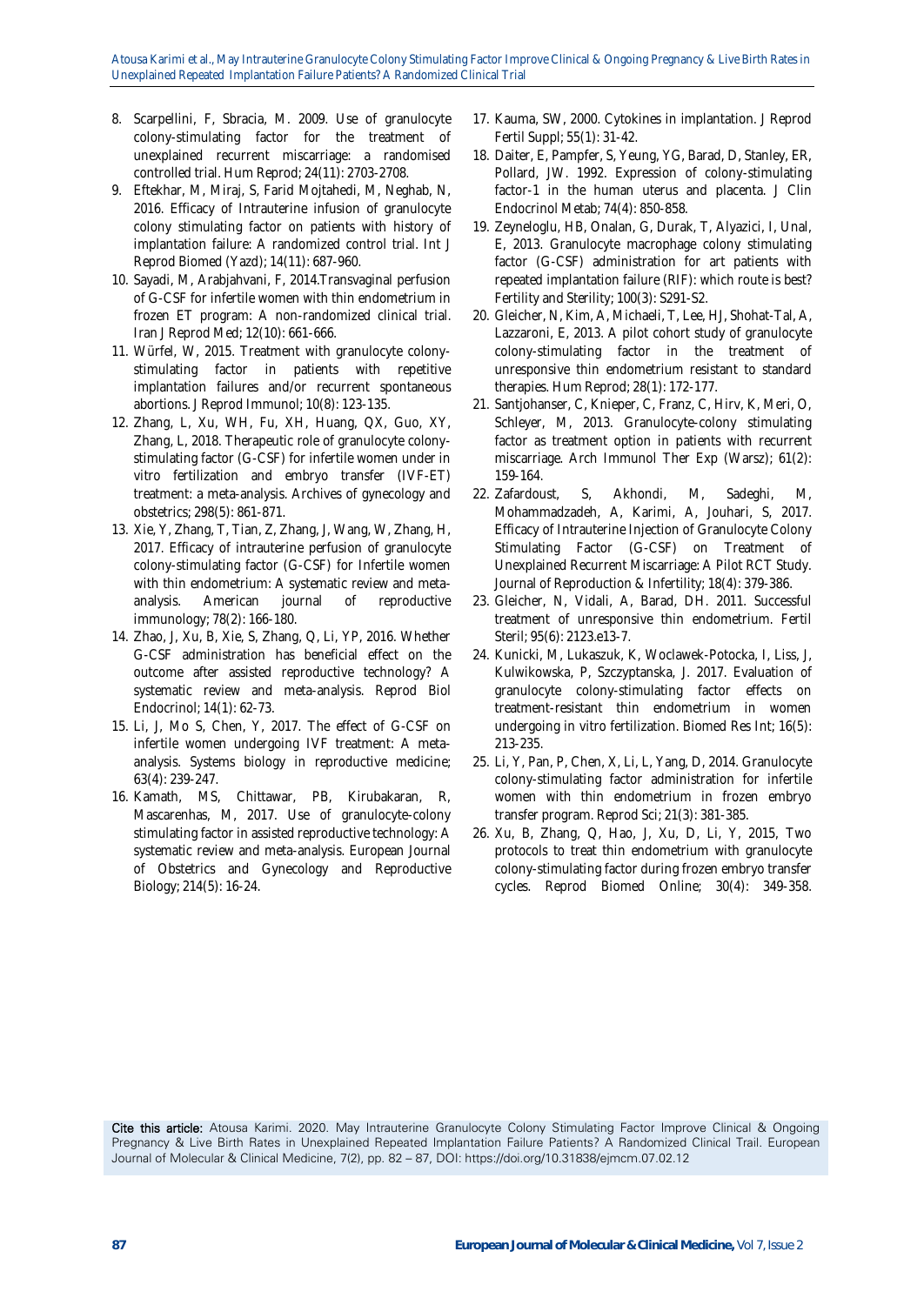8. Scarpellini, F, Sbracia, M. 2009. Use of granulocyte colony-stimulating factor for the treatment of unexplained recurrent miscarriage: a randomised controlled trial. Hum Reprod; 24(11): 2703-2708.
9. Eftekhar, M, Miraj, S, Farid Mojtahedi, M, Neghab, N, 2016. Efficacy of Intrauterine infusion of granulocyte colony stimulating factor on patients with history of implantation failure: A randomized control trial. Int J Reprod Biomed (Yazd); 14(11): 687-960.
10. Sayadi, M, Arabjahvani, F, 2014.Transvaginal perfusion of G-CSF for infertile women with thin endometrium in frozen ET program: A non-randomized clinical trial. Iran J Reprod Med; 12(10): 661-666.
11. Würfel, W, 2015. Treatment with granulocyte colony-stimulating factor in patients with repetitive implantation failures and/or recurrent spontaneous abortions. J Reprod Immunol; 10(8): 123-135.
12. Zhang, L, Xu, WH, Fu, XH, Huang, QX, Guo, XY, Zhang, L, 2018. Therapeutic role of granulocyte colony-stimulating factor (G-CSF) for infertile women under in vitro fertilization and embryo transfer (IVF-ET) treatment: a meta-analysis. Archives of gynecology and obstetrics; 298(5): 861-871.
13. Xie, Y, Zhang, T, Tian, Z, Zhang, J, Wang, W, Zhang, H, 2017. Efficacy of intrauterine perfusion of granulocyte colony-stimulating factor (G-CSF) for Infertile women with thin endometrium: A systematic review and meta-analysis. American journal of reproductive immunology; 78(2): 166-180.
14. Zhao, J, Xu, B, Xie, S, Zhang, Q, Li, YP, 2016. Whether G-CSF administration has beneficial effect on the outcome after assisted reproductive technology? A systematic review and meta-analysis. Reprod Biol Endocrinol; 14(1): 62-73.
15. Li, J, Mo S, Chen, Y, 2017. The effect of G-CSF on infertile women undergoing IVF treatment: A meta-analysis. Systems biology in reproductive medicine; 63(4): 239-247.
16. Kamath, MS, Chittawar, PB, Kirubakaran, R, Mascarenhas, M, 2017. Use of granulocyte-colony stimulating factor in assisted reproductive technology: A systematic review and meta-analysis. European Journal of Obstetrics and Gynecology and Reproductive Biology; 214(5): 16-24.
17. Kauma, SW, 2000. Cytokines in implantation. J Reprod Fertil Suppl; 55(1): 31-42.
18. Daiter, E, Pampfer, S, Yeung, YG, Barad, D, Stanley, ER, Pollard, JW. 1992. Expression of colony-stimulating factor-1 in the human uterus and placenta. J Clin Endocrinol Metab; 74(4): 850-858.
19. Zeyneloglu, HB, Onalan, G, Durak, T, Alyazici, I, Unal, E, 2013. Granulocyte macrophage colony stimulating factor (G-CSF) administration for art patients with repeated implantation failure (RIF): which route is best? Fertility and Sterility; 100(3): S291-S2.
20. Gleicher, N, Kim, A, Michaeli, T, Lee, HJ, Shohat-Tal, A, Lazzaroni, E, 2013. A pilot cohort study of granulocyte colony-stimulating factor in the treatment of unresponsive thin endometrium resistant to standard therapies. Hum Reprod; 28(1): 172-177.
21. Santjohanser, C, Knieper, C, Franz, C, Hirv, K, Meri, O, Schleyer, M, 2013. Granulocyte-colony stimulating factor as treatment option in patients with recurrent miscarriage. Arch Immunol Ther Exp (Warsz); 61(2): 159-164.
22. Zafardoust, S, Akhondi, M, Sadeghi, M, Mohammadzadeh, A, Karimi, A, Jouhari, S, 2017. Efficacy of Intrauterine Injection of Granulocyte Colony Stimulating Factor (G-CSF) on Treatment of Unexplained Recurrent Miscarriage: A Pilot RCT Study. Journal of Reproduction & Infertility; 18(4): 379-386.
23. Gleicher, N, Vidali, A, Barad, DH. 2011. Successful treatment of unresponsive thin endometrium. Fertil Steril; 95(6): 2123.e13-7.
24. Kunicki, M, Lukaszuk, K, Woclawek-Potocka, I, Liss, J, Kulwikowska, P, Szczyptanska, J. 2017. Evaluation of granulocyte colony-stimulating factor effects on treatment-resistant thin endometrium in women undergoing in vitro fertilization. Biomed Res Int; 16(5): 213-235.
25. Li, Y, Pan, P, Chen, X, Li, L, Yang, D, 2014. Granulocyte colony-stimulating factor administration for infertile women with thin endometrium in frozen embryo transfer program. Reprod Sci; 21(3): 381-385.
26. Xu, B, Zhang, Q, Hao, J, Xu, D, Li, Y, 2015, Two protocols to treat thin endometrium with granulocyte colony-stimulating factor during frozen embryo transfer cycles. Reprod Biomed Online; 30(4): 349-358.

**Cite this article:** Atousa Karimi. 2020. May Intrauterine Granulocyte Colony Stimulating Factor Improve Clinical & Ongoing Pregnancy & Live Birth Rates in Unexplained Repeated Implantation Failure Patients? A Randomized Clinical Trail. European Journal of Molecular & Clinical Medicine, 7(2), pp. 82 – 87, DOI: https://doi.org/10.31838/ejmcm.07.02.12